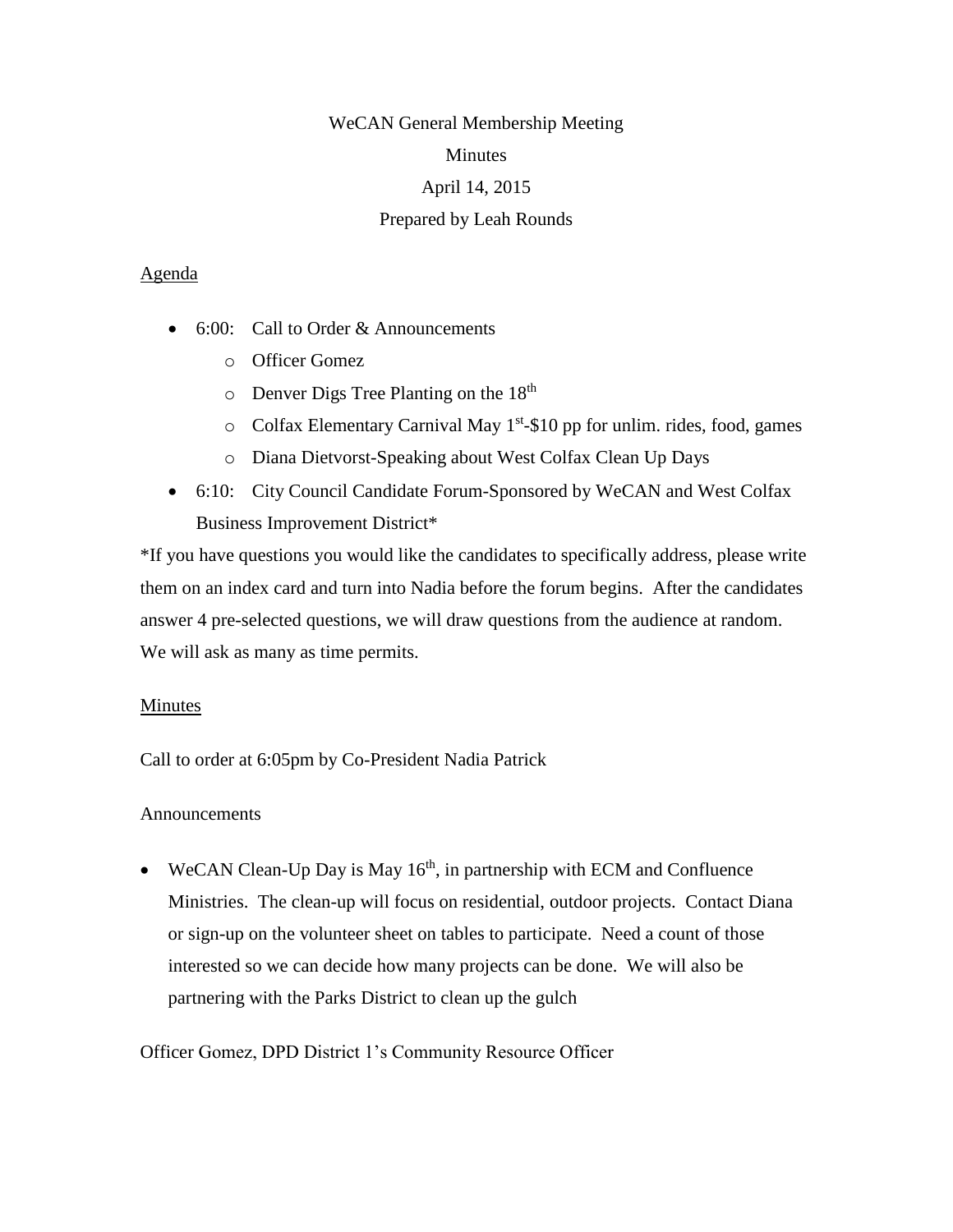WeCAN General Membership Meeting

Minutes

April 14, 2015

Prepared by Leah Rounds

Agenda

- 6:00: Call to Order & Announcements
  - Officer Gomez
  - Denver Digs Tree Planting on the 18th
  - Colfax Elementary Carnival May 1st-$10 pp for unlim. rides, food, games
  - Diana Dietvorst-Speaking about West Colfax Clean Up Days
- 6:10: City Council Candidate Forum-Sponsored by WeCAN and West Colfax Business Improvement District*

*If you have questions you would like the candidates to specifically address, please write them on an index card and turn into Nadia before the forum begins. After the candidates answer 4 pre-selected questions, we will draw questions from the audience at random. We will ask as many as time permits.

Minutes

Call to order at 6:05pm by Co-President Nadia Patrick

Announcements

- WeCAN Clean-Up Day is May 16th, in partnership with ECM and Confluence Ministries. The clean-up will focus on residential, outdoor projects. Contact Diana or sign-up on the volunteer sheet on tables to participate. Need a count of those interested so we can decide how many projects can be done. We will also be partnering with the Parks District to clean up the gulch

Officer Gomez, DPD District 1's Community Resource Officer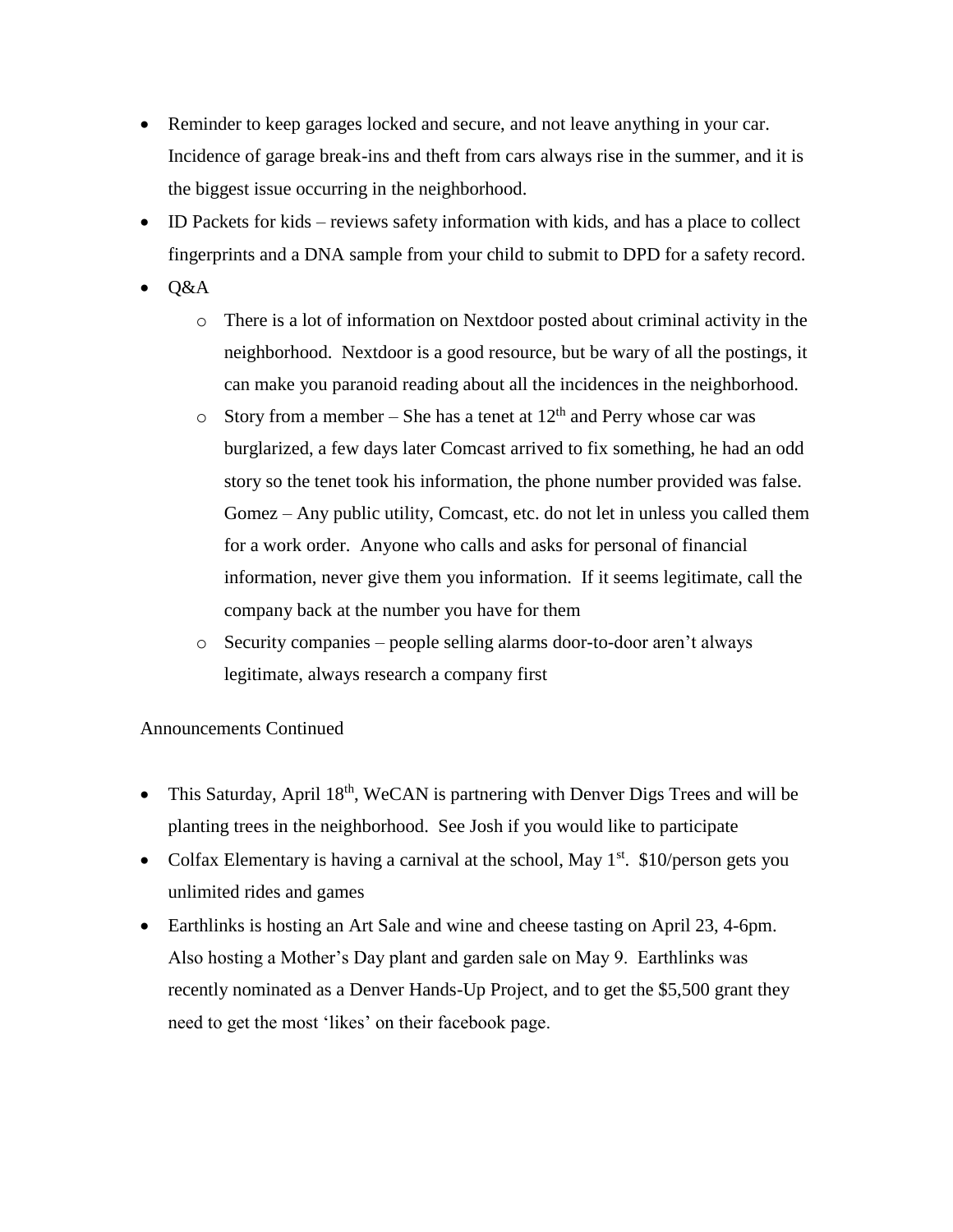- Reminder to keep garages locked and secure, and not leave anything in your car. Incidence of garage break-ins and theft from cars always rise in the summer, and it is the biggest issue occurring in the neighborhood.
- ID Packets for kids – reviews safety information with kids, and has a place to collect fingerprints and a DNA sample from your child to submit to DPD for a safety record.
- Q&A
  - There is a lot of information on Nextdoor posted about criminal activity in the neighborhood. Nextdoor is a good resource, but be wary of all the postings, it can make you paranoid reading about all the incidences in the neighborhood.
  - Story from a member – She has a tenet at 12th and Perry whose car was burglarized, a few days later Comcast arrived to fix something, he had an odd story so the tenet took his information, the phone number provided was false. Gomez – Any public utility, Comcast, etc. do not let in unless you called them for a work order. Anyone who calls and asks for personal of financial information, never give them you information. If it seems legitimate, call the company back at the number you have for them
  - Security companies – people selling alarms door-to-door aren't always legitimate, always research a company first

Announcements Continued

- This Saturday, April 18th, WeCAN is partnering with Denver Digs Trees and will be planting trees in the neighborhood. See Josh if you would like to participate
- Colfax Elementary is having a carnival at the school, May 1st. $10/person gets you unlimited rides and games
- Earthlinks is hosting an Art Sale and wine and cheese tasting on April 23, 4-6pm. Also hosting a Mother's Day plant and garden sale on May 9. Earthlinks was recently nominated as a Denver Hands-Up Project, and to get the $5,500 grant they need to get the most 'likes' on their facebook page.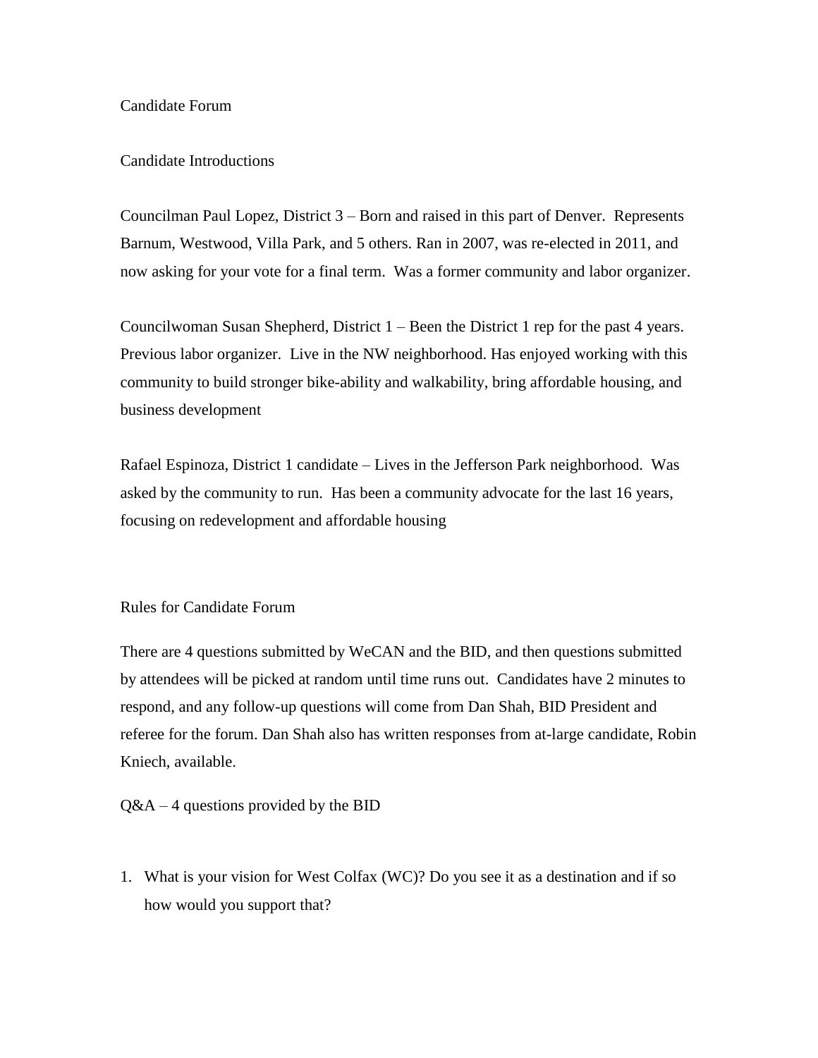Candidate Forum

Candidate Introductions

Councilman Paul Lopez, District 3 – Born and raised in this part of Denver. Represents Barnum, Westwood, Villa Park, and 5 others. Ran in 2007, was re-elected in 2011, and now asking for your vote for a final term. Was a former community and labor organizer.

Councilwoman Susan Shepherd, District 1 – Been the District 1 rep for the past 4 years. Previous labor organizer. Live in the NW neighborhood. Has enjoyed working with this community to build stronger bike-ability and walkability, bring affordable housing, and business development

Rafael Espinoza, District 1 candidate – Lives in the Jefferson Park neighborhood. Was asked by the community to run. Has been a community advocate for the last 16 years, focusing on redevelopment and affordable housing

Rules for Candidate Forum

There are 4 questions submitted by WeCAN and the BID, and then questions submitted by attendees will be picked at random until time runs out. Candidates have 2 minutes to respond, and any follow-up questions will come from Dan Shah, BID President and referee for the forum. Dan Shah also has written responses from at-large candidate, Robin Kniech, available.

Q&A – 4 questions provided by the BID

1. What is your vision for West Colfax (WC)? Do you see it as a destination and if so how would you support that?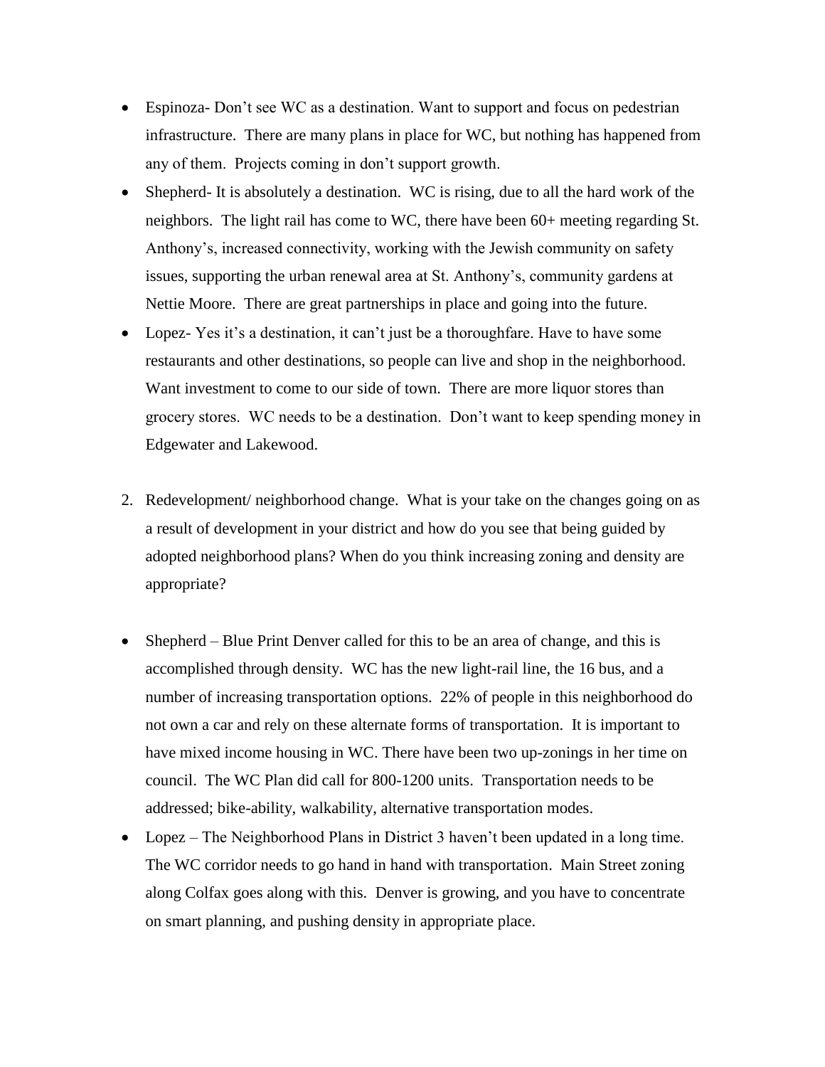- Espinoza- Don't see WC as a destination. Want to support and focus on pedestrian infrastructure. There are many plans in place for WC, but nothing has happened from any of them. Projects coming in don't support growth.
- Shepherd- It is absolutely a destination. WC is rising, due to all the hard work of the neighbors. The light rail has come to WC, there have been 60+ meeting regarding St. Anthony's, increased connectivity, working with the Jewish community on safety issues, supporting the urban renewal area at St. Anthony's, community gardens at Nettie Moore. There are great partnerships in place and going into the future.
- Lopez- Yes it's a destination, it can't just be a thoroughfare. Have to have some restaurants and other destinations, so people can live and shop in the neighborhood. Want investment to come to our side of town. There are more liquor stores than grocery stores. WC needs to be a destination. Don't want to keep spending money in Edgewater and Lakewood.

2. Redevelopment/ neighborhood change. What is your take on the changes going on as a result of development in your district and how do you see that being guided by adopted neighborhood plans? When do you think increasing zoning and density are appropriate?

- Shepherd – Blue Print Denver called for this to be an area of change, and this is accomplished through density. WC has the new light-rail line, the 16 bus, and a number of increasing transportation options. 22% of people in this neighborhood do not own a car and rely on these alternate forms of transportation. It is important to have mixed income housing in WC. There have been two up-zonings in her time on council. The WC Plan did call for 800-1200 units. Transportation needs to be addressed; bike-ability, walkability, alternative transportation modes.
- Lopez – The Neighborhood Plans in District 3 haven't been updated in a long time. The WC corridor needs to go hand in hand with transportation. Main Street zoning along Colfax goes along with this. Denver is growing, and you have to concentrate on smart planning, and pushing density in appropriate place.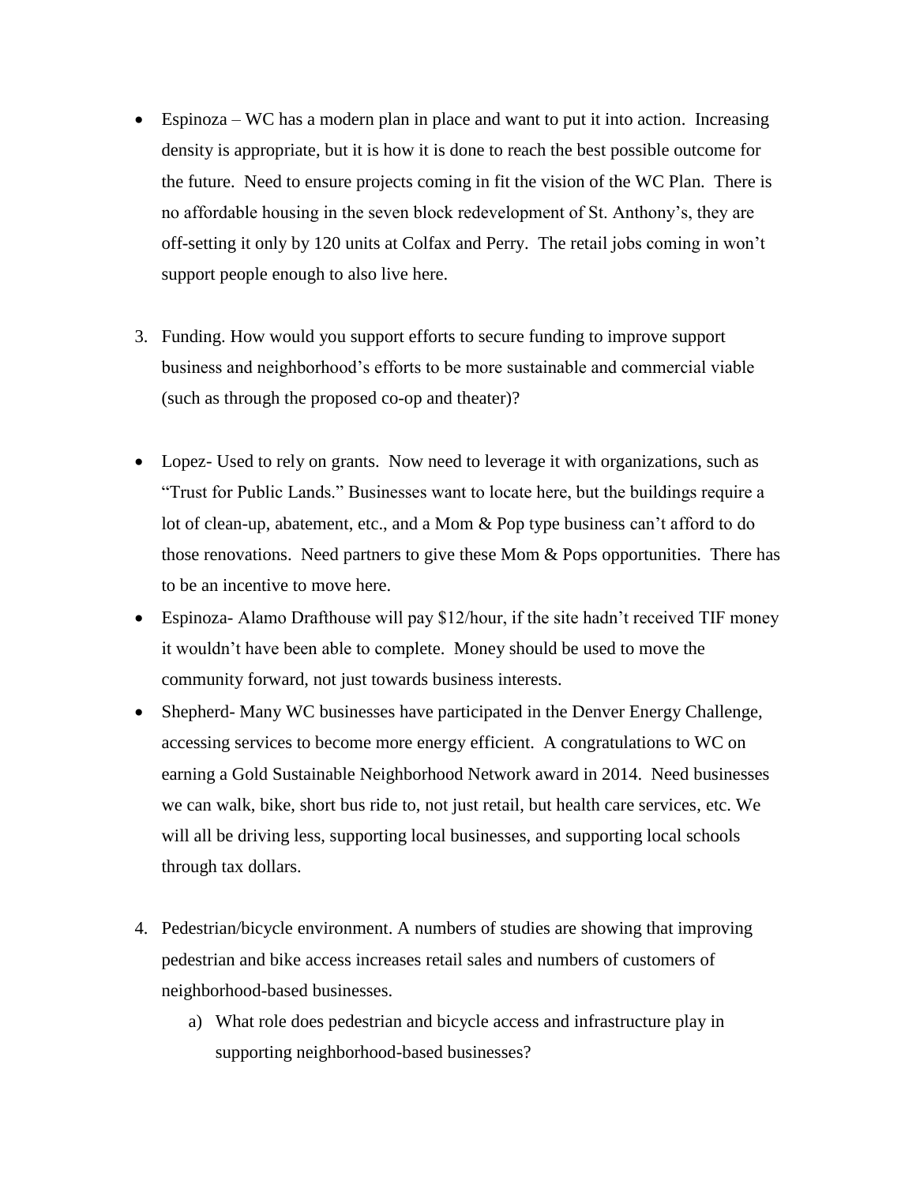- Espinoza – WC has a modern plan in place and want to put it into action. Increasing density is appropriate, but it is how it is done to reach the best possible outcome for the future. Need to ensure projects coming in fit the vision of the WC Plan. There is no affordable housing in the seven block redevelopment of St. Anthony's, they are off-setting it only by 120 units at Colfax and Perry. The retail jobs coming in won't support people enough to also live here.

3. Funding. How would you support efforts to secure funding to improve support business and neighborhood's efforts to be more sustainable and commercial viable (such as through the proposed co-op and theater)?

- Lopez- Used to rely on grants. Now need to leverage it with organizations, such as "Trust for Public Lands." Businesses want to locate here, but the buildings require a lot of clean-up, abatement, etc., and a Mom & Pop type business can't afford to do those renovations. Need partners to give these Mom & Pops opportunities. There has to be an incentive to move here.
- Espinoza- Alamo Drafthouse will pay $12/hour, if the site hadn't received TIF money it wouldn't have been able to complete. Money should be used to move the community forward, not just towards business interests.
- Shepherd- Many WC businesses have participated in the Denver Energy Challenge, accessing services to become more energy efficient. A congratulations to WC on earning a Gold Sustainable Neighborhood Network award in 2014. Need businesses we can walk, bike, short bus ride to, not just retail, but health care services, etc. We will all be driving less, supporting local businesses, and supporting local schools through tax dollars.

4. Pedestrian/bicycle environment. A numbers of studies are showing that improving pedestrian and bike access increases retail sales and numbers of customers of neighborhood-based businesses.
    a) What role does pedestrian and bicycle access and infrastructure play in supporting neighborhood-based businesses?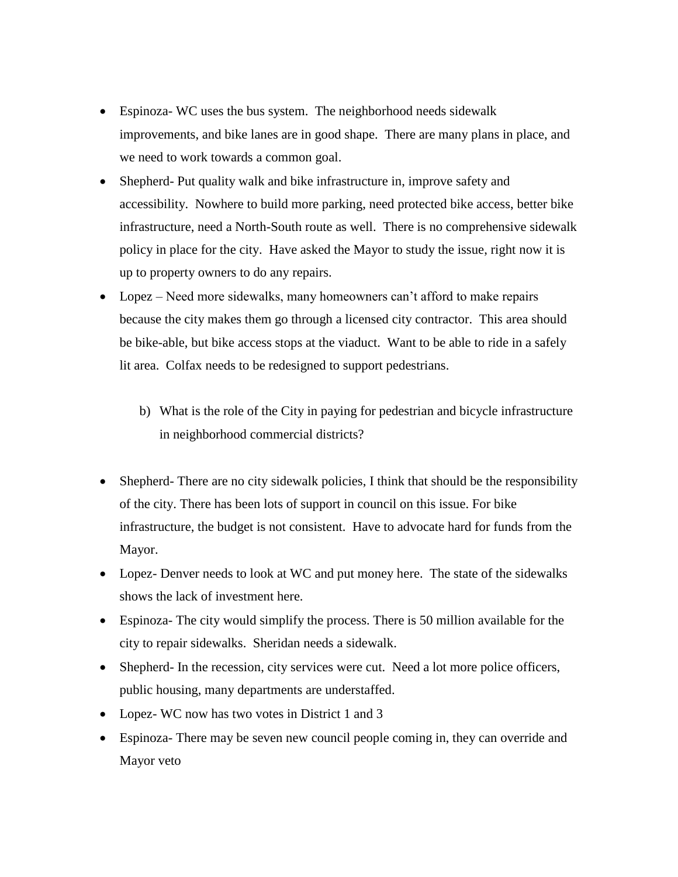- Espinoza- WC uses the bus system. The neighborhood needs sidewalk improvements, and bike lanes are in good shape. There are many plans in place, and we need to work towards a common goal.
- Shepherd- Put quality walk and bike infrastructure in, improve safety and accessibility. Nowhere to build more parking, need protected bike access, better bike infrastructure, need a North-South route as well. There is no comprehensive sidewalk policy in place for the city. Have asked the Mayor to study the issue, right now it is up to property owners to do any repairs.
- Lopez – Need more sidewalks, many homeowners can't afford to make repairs because the city makes them go through a licensed city contractor. This area should be bike-able, but bike access stops at the viaduct. Want to be able to ride in a safely lit area. Colfax needs to be redesigned to support pedestrians.

  b) What is the role of the City in paying for pedestrian and bicycle infrastructure in neighborhood commercial districts?

- Shepherd- There are no city sidewalk policies, I think that should be the responsibility of the city. There has been lots of support in council on this issue. For bike infrastructure, the budget is not consistent. Have to advocate hard for funds from the Mayor.
- Lopez- Denver needs to look at WC and put money here. The state of the sidewalks shows the lack of investment here.
- Espinoza- The city would simplify the process. There is 50 million available for the city to repair sidewalks. Sheridan needs a sidewalk.
- Shepherd- In the recession, city services were cut. Need a lot more police officers, public housing, many departments are understaffed.
- Lopez- WC now has two votes in District 1 and 3
- Espinoza- There may be seven new council people coming in, they can override and Mayor veto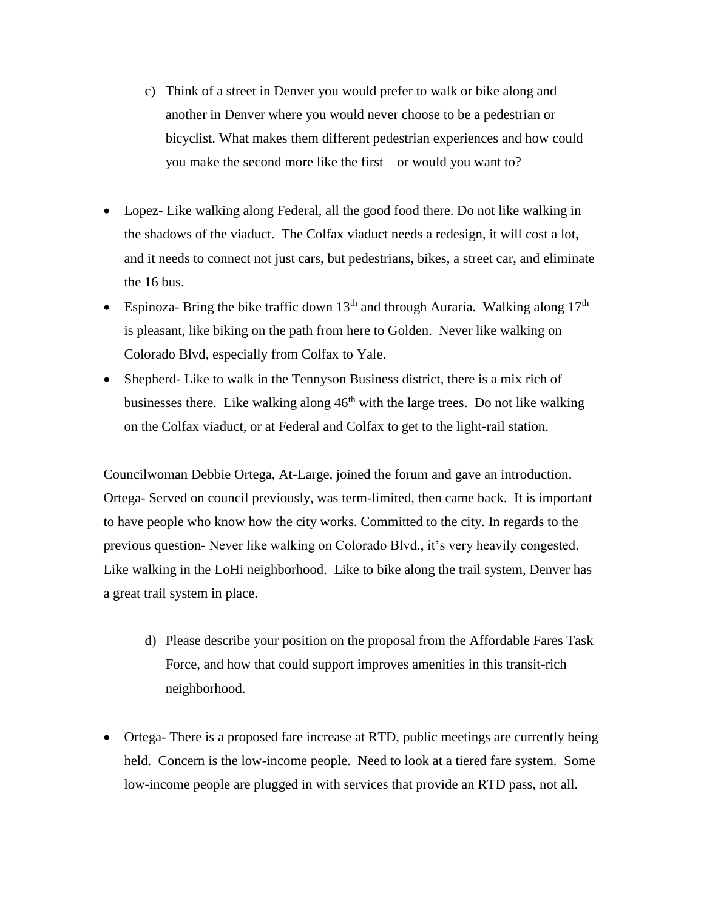c) Think of a street in Denver you would prefer to walk or bike along and another in Denver where you would never choose to be a pedestrian or bicyclist. What makes them different pedestrian experiences and how could you make the second more like the first—or would you want to?

- Lopez- Like walking along Federal, all the good food there. Do not like walking in the shadows of the viaduct. The Colfax viaduct needs a redesign, it will cost a lot, and it needs to connect not just cars, but pedestrians, bikes, a street car, and eliminate the 16 bus.
- Espinoza- Bring the bike traffic down 13th and through Auraria. Walking along 17th is pleasant, like biking on the path from here to Golden. Never like walking on Colorado Blvd, especially from Colfax to Yale.
- Shepherd- Like to walk in the Tennyson Business district, there is a mix rich of businesses there. Like walking along 46th with the large trees. Do not like walking on the Colfax viaduct, or at Federal and Colfax to get to the light-rail station.

Councilwoman Debbie Ortega, At-Large, joined the forum and gave an introduction. Ortega- Served on council previously, was term-limited, then came back. It is important to have people who know how the city works. Committed to the city. In regards to the previous question- Never like walking on Colorado Blvd., it's very heavily congested. Like walking in the LoHi neighborhood. Like to bike along the trail system, Denver has a great trail system in place.

d) Please describe your position on the proposal from the Affordable Fares Task Force, and how that could support improves amenities in this transit-rich neighborhood.

- Ortega- There is a proposed fare increase at RTD, public meetings are currently being held. Concern is the low-income people. Need to look at a tiered fare system. Some low-income people are plugged in with services that provide an RTD pass, not all.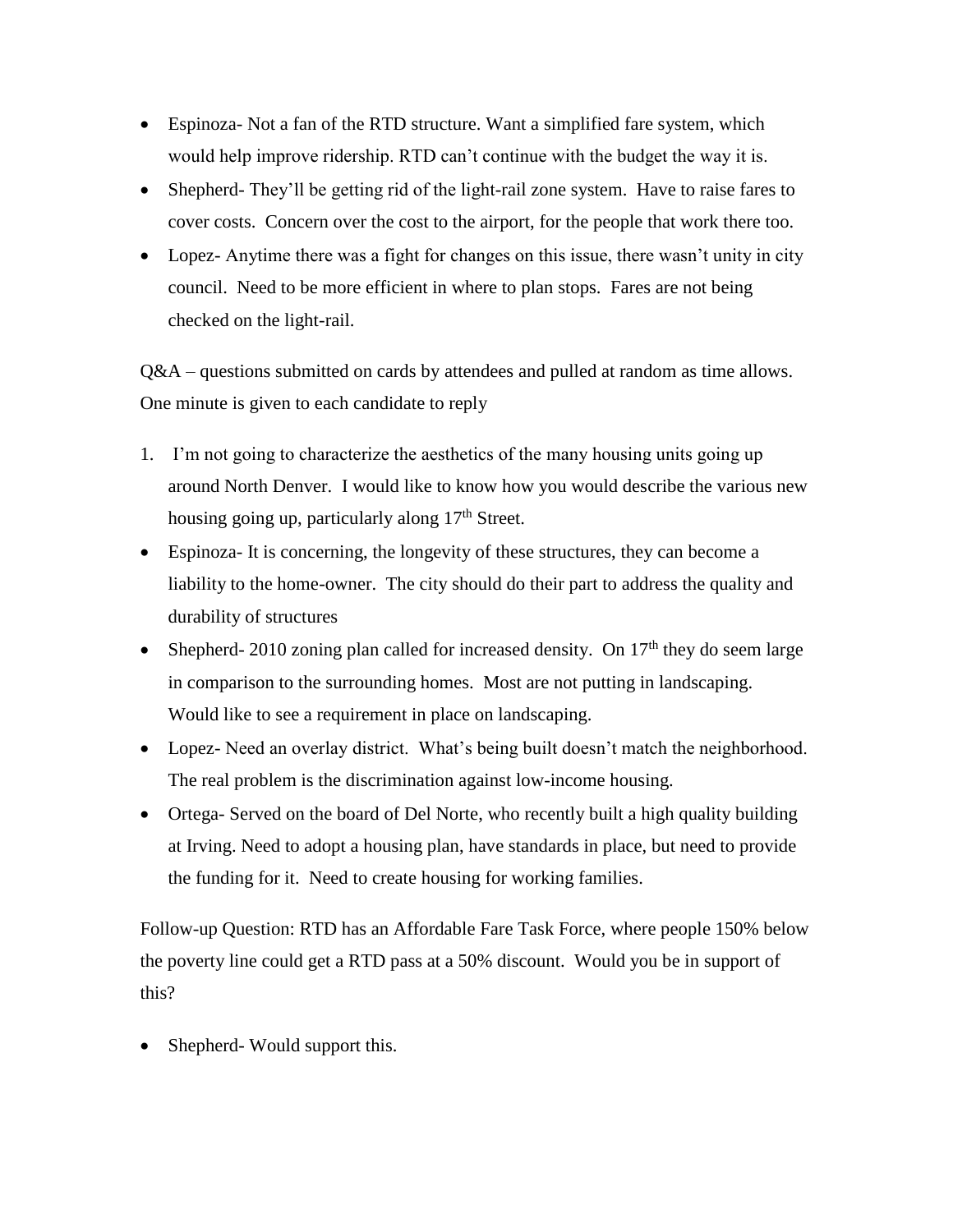- Espinoza- Not a fan of the RTD structure. Want a simplified fare system, which would help improve ridership. RTD can't continue with the budget the way it is.
- Shepherd- They'll be getting rid of the light-rail zone system. Have to raise fares to cover costs. Concern over the cost to the airport, for the people that work there too.
- Lopez- Anytime there was a fight for changes on this issue, there wasn't unity in city council. Need to be more efficient in where to plan stops. Fares are not being checked on the light-rail.

Q&A – questions submitted on cards by attendees and pulled at random as time allows. One minute is given to each candidate to reply

1. I'm not going to characterize the aesthetics of the many housing units going up around North Denver. I would like to know how you would describe the various new housing going up, particularly along 17th Street.

- Espinoza- It is concerning, the longevity of these structures, they can become a liability to the home-owner. The city should do their part to address the quality and durability of structures
- Shepherd- 2010 zoning plan called for increased density. On 17th they do seem large in comparison to the surrounding homes. Most are not putting in landscaping. Would like to see a requirement in place on landscaping.
- Lopez- Need an overlay district. What's being built doesn't match the neighborhood. The real problem is the discrimination against low-income housing.
- Ortega- Served on the board of Del Norte, who recently built a high quality building at Irving. Need to adopt a housing plan, have standards in place, but need to provide the funding for it. Need to create housing for working families.

Follow-up Question: RTD has an Affordable Fare Task Force, where people 150% below the poverty line could get a RTD pass at a 50% discount. Would you be in support of this?

- Shepherd- Would support this.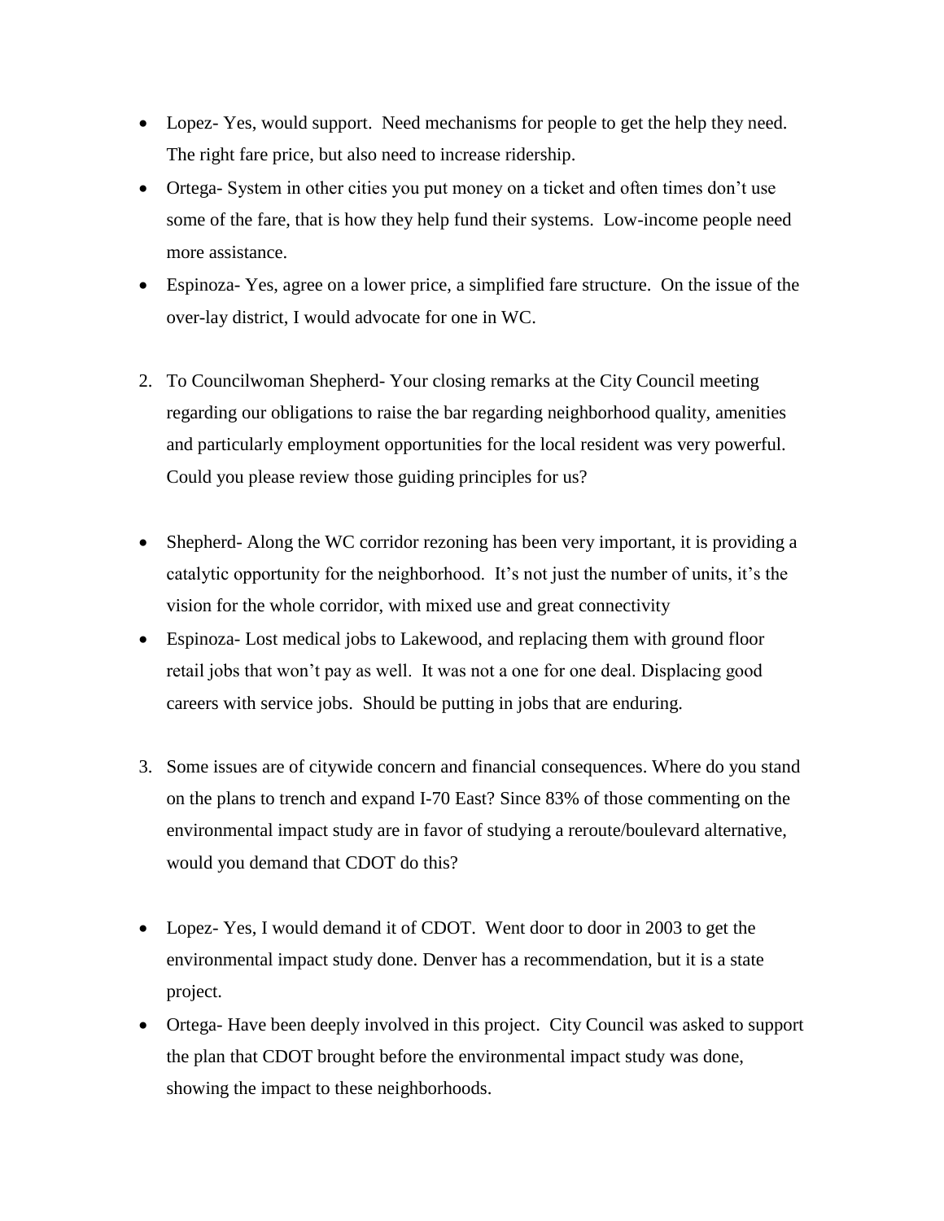- Lopez- Yes, would support. Need mechanisms for people to get the help they need. The right fare price, but also need to increase ridership.
- Ortega- System in other cities you put money on a ticket and often times don't use some of the fare, that is how they help fund their systems. Low-income people need more assistance.
- Espinoza- Yes, agree on a lower price, a simplified fare structure. On the issue of the over-lay district, I would advocate for one in WC.

2. To Councilwoman Shepherd- Your closing remarks at the City Council meeting regarding our obligations to raise the bar regarding neighborhood quality, amenities and particularly employment opportunities for the local resident was very powerful. Could you please review those guiding principles for us?

- Shepherd- Along the WC corridor rezoning has been very important, it is providing a catalytic opportunity for the neighborhood. It's not just the number of units, it's the vision for the whole corridor, with mixed use and great connectivity
- Espinoza- Lost medical jobs to Lakewood, and replacing them with ground floor retail jobs that won't pay as well. It was not a one for one deal. Displacing good careers with service jobs. Should be putting in jobs that are enduring.

3. Some issues are of citywide concern and financial consequences. Where do you stand on the plans to trench and expand I-70 East? Since 83% of those commenting on the environmental impact study are in favor of studying a reroute/boulevard alternative, would you demand that CDOT do this?

- Lopez- Yes, I would demand it of CDOT. Went door to door in 2003 to get the environmental impact study done. Denver has a recommendation, but it is a state project.
- Ortega- Have been deeply involved in this project. City Council was asked to support the plan that CDOT brought before the environmental impact study was done, showing the impact to these neighborhoods.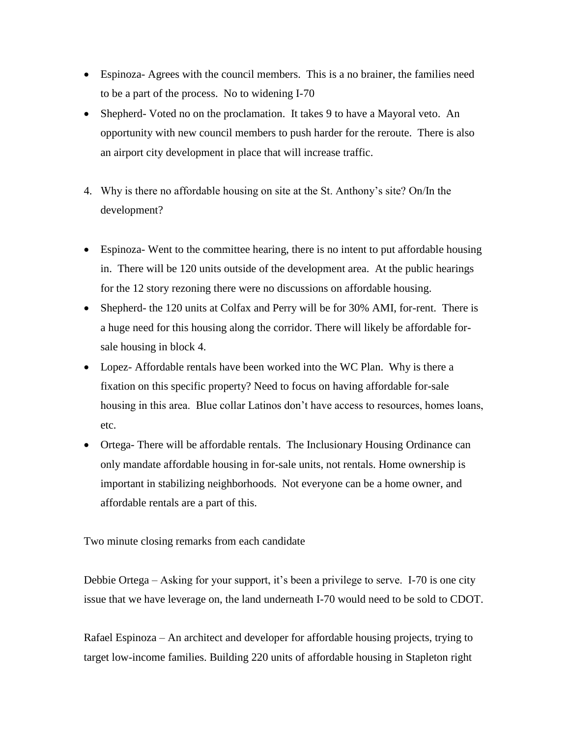- Espinoza- Agrees with the council members. This is a no brainer, the families need to be a part of the process. No to widening I-70
- Shepherd- Voted no on the proclamation. It takes 9 to have a Mayoral veto. An opportunity with new council members to push harder for the reroute. There is also an airport city development in place that will increase traffic.

4. Why is there no affordable housing on site at the St. Anthony's site? On/In the development?

- Espinoza- Went to the committee hearing, there is no intent to put affordable housing in. There will be 120 units outside of the development area. At the public hearings for the 12 story rezoning there were no discussions on affordable housing.
- Shepherd- the 120 units at Colfax and Perry will be for 30% AMI, for-rent. There is a huge need for this housing along the corridor. There will likely be affordable for-sale housing in block 4.
- Lopez- Affordable rentals have been worked into the WC Plan. Why is there a fixation on this specific property? Need to focus on having affordable for-sale housing in this area. Blue collar Latinos don't have access to resources, homes loans, etc.
- Ortega- There will be affordable rentals. The Inclusionary Housing Ordinance can only mandate affordable housing in for-sale units, not rentals. Home ownership is important in stabilizing neighborhoods. Not everyone can be a home owner, and affordable rentals are a part of this.

Two minute closing remarks from each candidate

Debbie Ortega – Asking for your support, it's been a privilege to serve. I-70 is one city issue that we have leverage on, the land underneath I-70 would need to be sold to CDOT.

Rafael Espinoza – An architect and developer for affordable housing projects, trying to target low-income families. Building 220 units of affordable housing in Stapleton right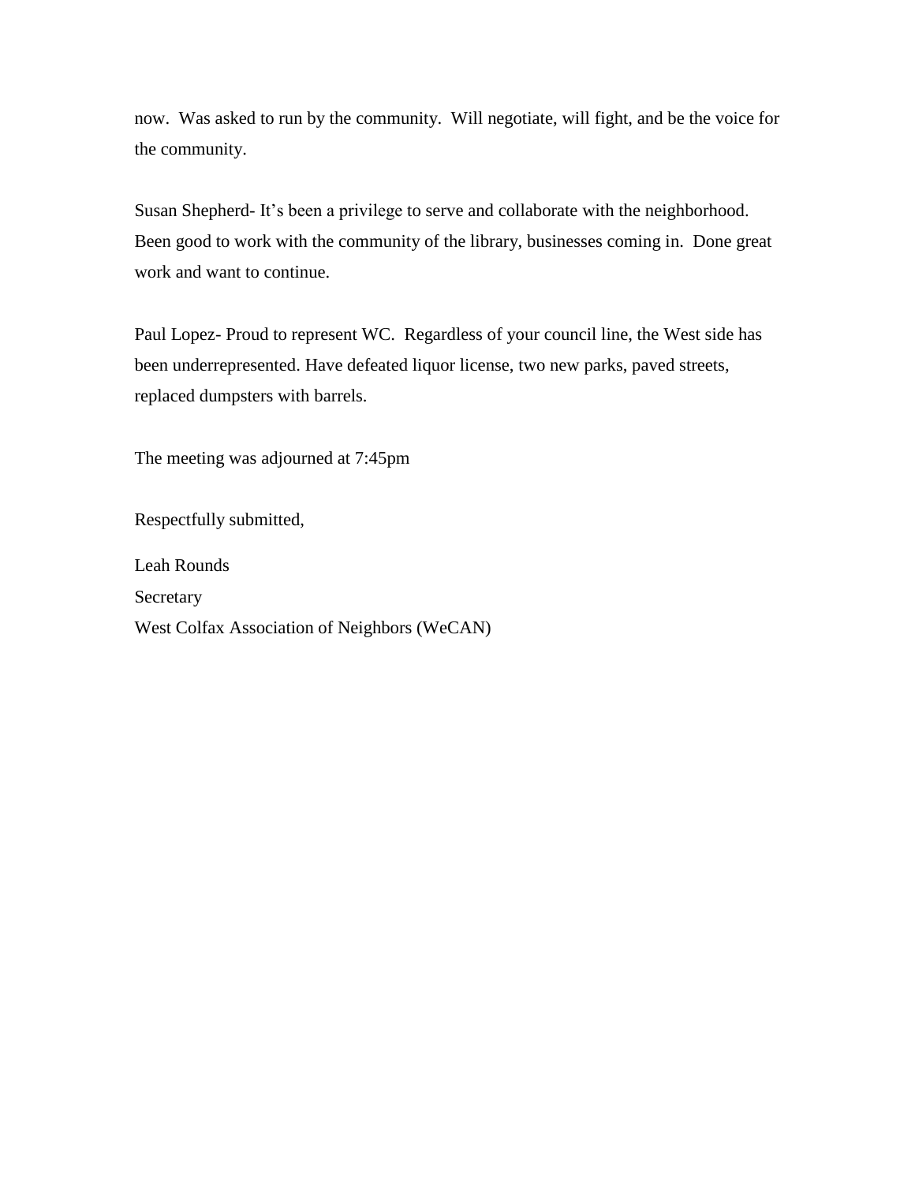now. Was asked to run by the community. Will negotiate, will fight, and be the voice for the community.

Susan Shepherd- It's been a privilege to serve and collaborate with the neighborhood. Been good to work with the community of the library, businesses coming in. Done great work and want to continue.

Paul Lopez- Proud to represent WC. Regardless of your council line, the West side has been underrepresented. Have defeated liquor license, two new parks, paved streets, replaced dumpsters with barrels.

The meeting was adjourned at 7:45pm

Respectfully submitted,

Leah Rounds  
Secretary  
West Colfax Association of Neighbors (WeCAN)